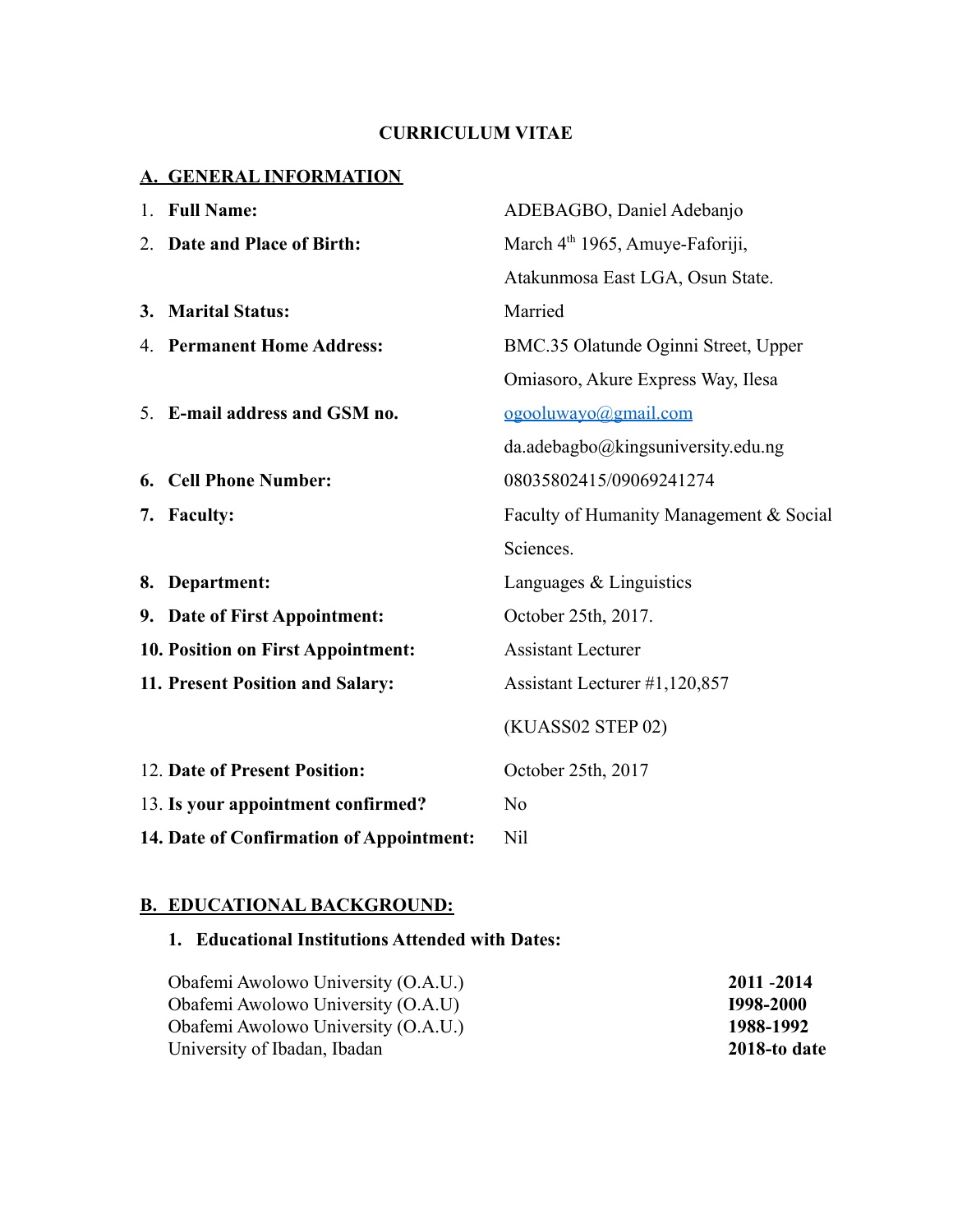# CURRICULUM VITAE

## A. GENERAL INFORMATION

1. **Full Name:** ADEBAGBO, Daniel Adebanjo
2. **Date and Place of Birth:** March 4th 1965, Amuye-Faforiji, Atakunmosa East LGA, Osun State.
3. **Marital Status:** Married
4. **Permanent Home Address:** BMC.35 Olatunde Oginni Street, Upper Omiasoro, Akure Express Way, Ilesa
5. **E-mail address and GSM no.** ogooluwayo@gmail.com
   da.adebagbo@kingsuniversity.edu.ng
6. **Cell Phone Number:** 08035802415/09069241274
7. **Faculty:** Faculty of Humanity Management & Social Sciences.
8. **Department:** Languages & Linguistics
9. **Date of First Appointment:** October 25th, 2017.
10. **Position on First Appointment:** Assistant Lecturer
11. **Present Position and Salary:** Assistant Lecturer #1,120,857
    (KUASS02 STEP 02)
12. **Date of Present Position:** October 25th, 2017
13. **Is your appointment confirmed?** No
14. **Date of Confirmation of Appointment:** Nil

## B. EDUCATIONAL BACKGROUND:

### 1. Educational Institutions Attended with Dates:

| Institution | Dates |
|---|---|
| Obafemi Awolowo University (O.A.U.) | **2011 -2014** |
| Obafemi Awolowo University (O.A.U) | **I998-2000** |
| Obafemi Awolowo University (O.A.U.) | **1988-1992** |
| University of Ibadan, Ibadan | **2018-to date** |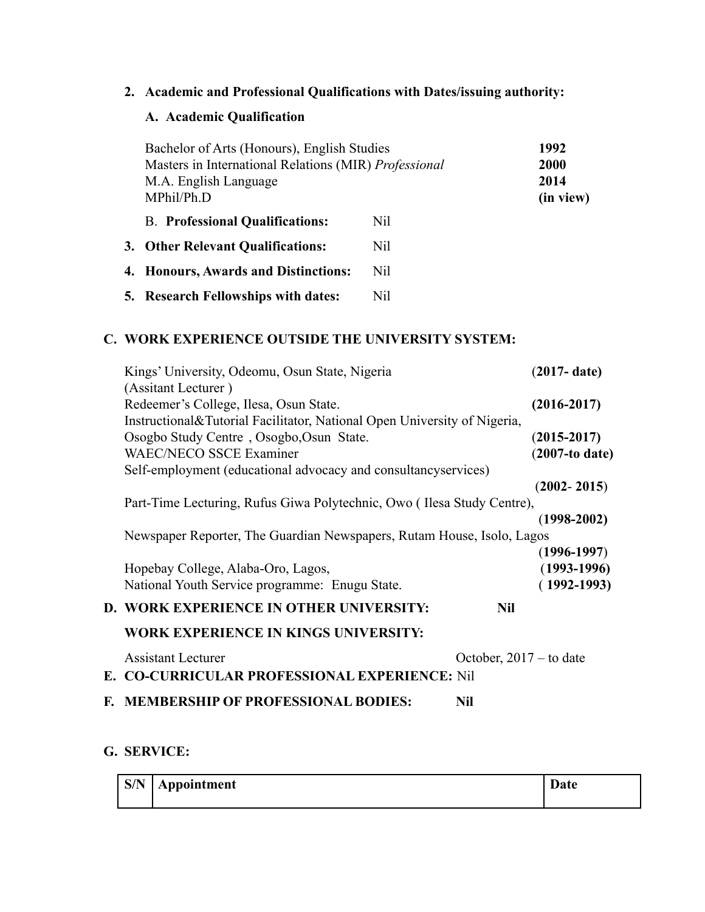2. **Academic and Professional Qualifications with Dates/issuing authority:**

   **A. Academic Qualification**

| | |
|---|---|
| Bachelor of Arts (Honours), English Studies | **1992** |
| Masters in International Relations (MIR) *Professional* | **2000** |
| M.A. English Language | **2014** |
| MPhil/Ph.D | **(in view)** |

   B. **Professional Qualifications:** Nil

3. **Other Relevant Qualifications:** Nil

4. **Honours, Awards and Distinctions:** Nil

5. **Research Fellowships with dates:** Nil

## C. WORK EXPERIENCE OUTSIDE THE UNIVERSITY SYSTEM:

| | |
|---|---|
| Kings' University, Odeomu, Osun State, Nigeria (Assitant Lecturer ) | (**2017- date)** |
| Redeemer's College, Ilesa, Osun State. | **(2016-2017)** |
| Instructional&Tutorial Facilitator, National Open University of Nigeria, Osogbo Study Centre , Osogbo,Osun State. | (**2015-2017)** |
| WAEC/NECO SSCE Examiner | (**2007-to date)** |
| Self-employment (educational advocacy and consultancyservices) | (**2002- 2015**) |
| Part-Time Lecturing, Rufus Giwa Polytechnic, Owo ( Ilesa Study Centre), | **(1998-2002)** |
| Newspaper Reporter, The Guardian Newspapers, Rutam House, Isolo, Lagos | **(1996-1997**) |
| Hopebay College, Alaba-Oro, Lagos, | **(1993-1996)** |
| National Youth Service programme: Enugu State. | **( 1992-1993)** |

## D. WORK EXPERIENCE IN OTHER UNIVERSITY: **Nil**

**WORK EXPERIENCE IN KINGS UNIVERSITY:**

Assistant Lecturer — October, 2017 – to date

## E. CO-CURRICULAR PROFESSIONAL EXPERIENCE: Nil

## F. MEMBERSHIP OF PROFESSIONAL BODIES: **Nil**

## G. SERVICE:

| S/N | Appointment | Date |
|---|---|---|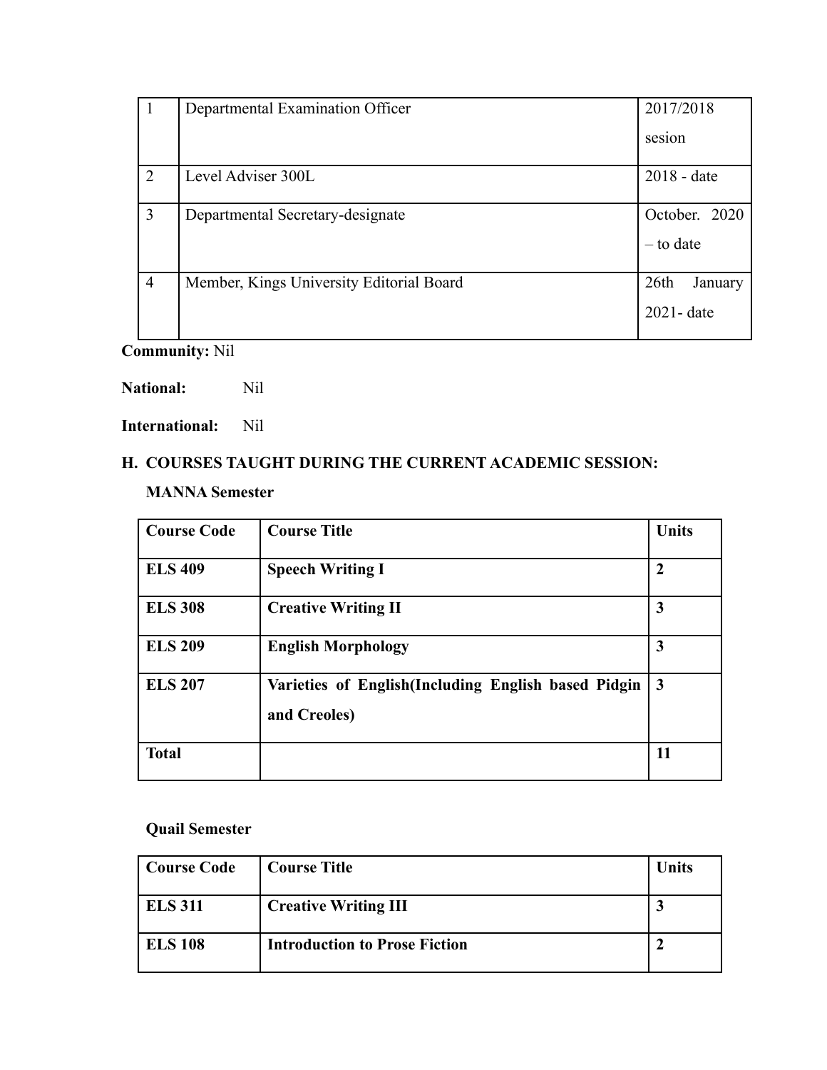| | | |
|---|---|---|
| 1 | Departmental Examination Officer | 2017/2018 sesion |
| 2 | Level Adviser 300L | 2018 - date |
| 3 | Departmental Secretary-designate | October. 2020 – to date |
| 4 | Member, Kings University Editorial Board | 26th January 2021- date |

**Community:** Nil

**National:** Nil

**International:** Nil

**H. COURSES TAUGHT DURING THE CURRENT ACADEMIC SESSION:**

**MANNA Semester**

| Course Code | Course Title | Units |
|---|---|---|
| **ELS 409** | **Speech Writing I** | **2** |
| **ELS 308** | **Creative Writing II** | **3** |
| **ELS 209** | **English Morphology** | **3** |
| **ELS 207** | **Varieties of English(Including English based Pidgin and Creoles)** | **3** |
| **Total** | | **11** |

**Quail Semester**

| Course Code | Course Title | Units |
|---|---|---|
| **ELS 311** | **Creative Writing III** | **3** |
| **ELS 108** | **Introduction to Prose Fiction** | **2** |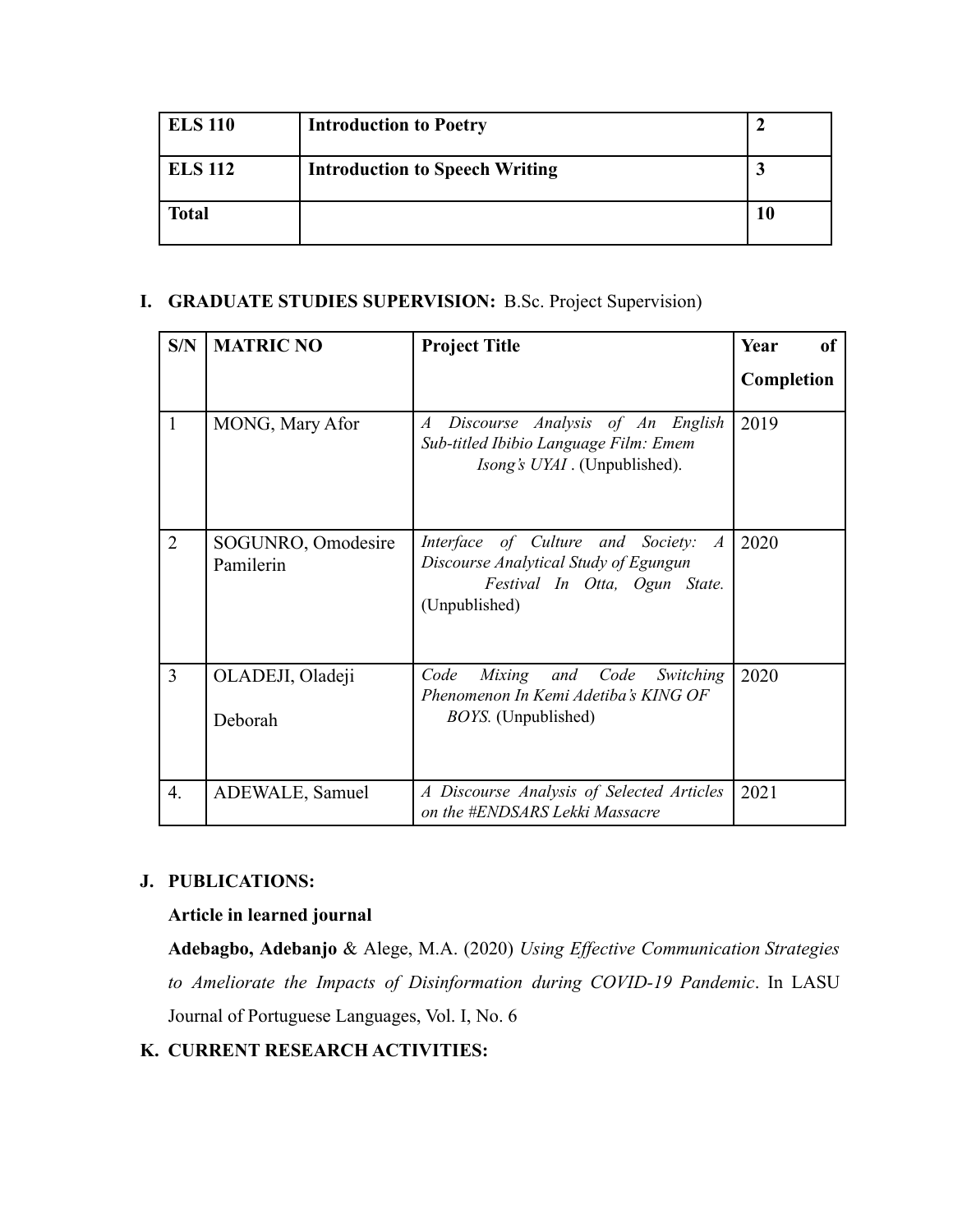| **ELS 110** | **Introduction to Poetry** | **2** |
|---|---|---|
| **ELS 112** | **Introduction to Speech Writing** | **3** |
| **Total** | | **10** |

**I. GRADUATE STUDIES SUPERVISION:** B.Sc. Project Supervision)

| S/N | MATRIC NO | Project Title | Year of Completion |
|---|---|---|---|
| 1 | MONG, Mary Afor | *A Discourse Analysis of An English Sub-titled Ibibio Language Film: Emem Isong's UYAI* . (Unpublished). | 2019 |
| 2 | SOGUNRO, Omodesire Pamilerin | *Interface of Culture and Society: A Discourse Analytical Study of Egungun Festival In Otta, Ogun State.* (Unpublished) | 2020 |
| 3 | OLADEJI, Oladeji Deborah | *Code Mixing and Code Switching Phenomenon In Kemi Adetiba's KING OF BOYS.* (Unpublished) | 2020 |
| 4. | ADEWALE, Samuel | *A Discourse Analysis of Selected Articles on the #ENDSARS Lekki Massacre* | 2021 |

**J. PUBLICATIONS:**

**Article in learned journal**

**Adebagbo, Adebanjo** & Alege, M.A. (2020) *Using Effective Communication Strategies to Ameliorate the Impacts of Disinformation during COVID-19 Pandemic*. In LASU Journal of Portuguese Languages, Vol. I, No. 6

**K. CURRENT RESEARCH ACTIVITIES:**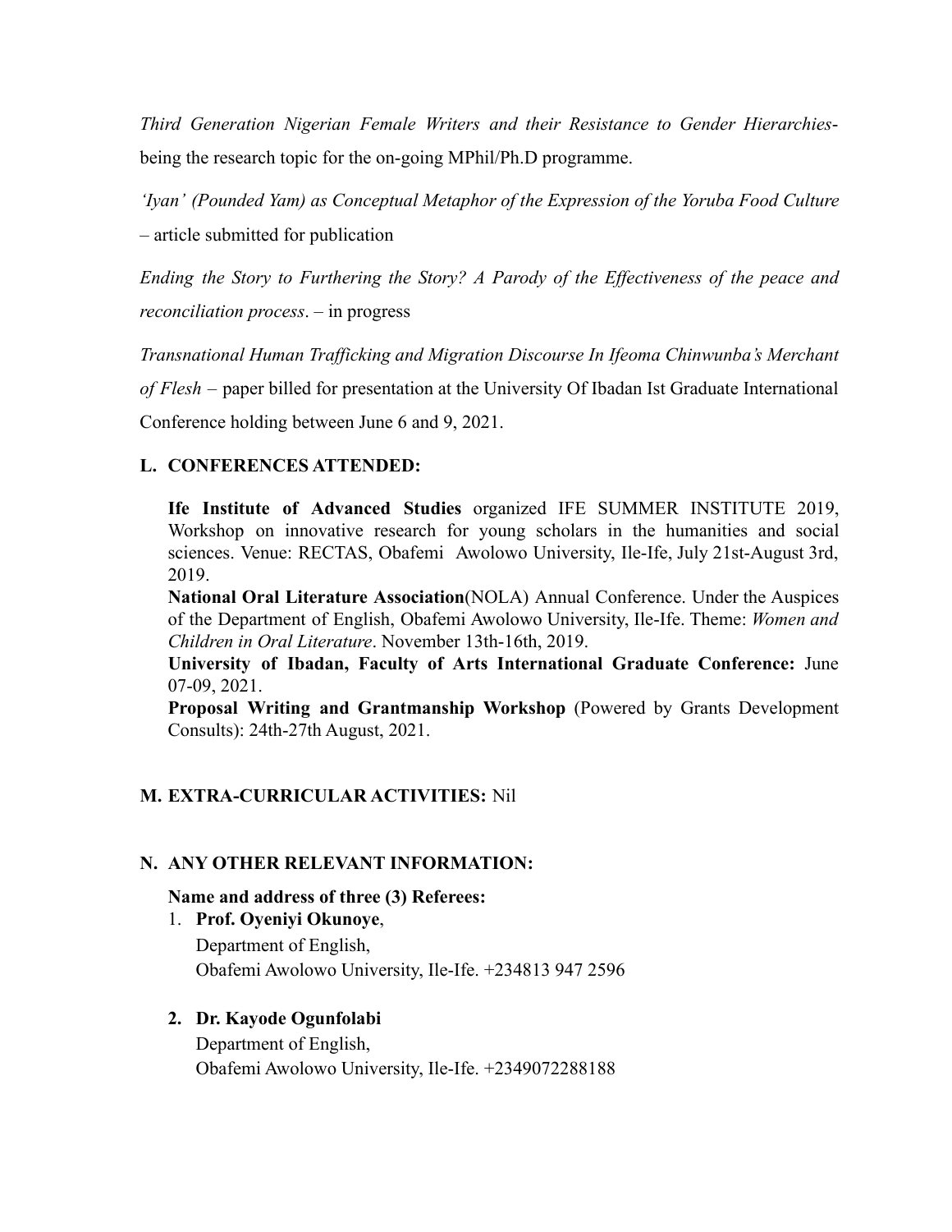*Third Generation Nigerian Female Writers and their Resistance to Gender Hierarchies*- being the research topic for the on-going MPhil/Ph.D programme.

*'Iyan' (Pounded Yam) as Conceptual Metaphor of the Expression of the Yoruba Food Culture* – article submitted for publication

*Ending the Story to Furthering the Story? A Parody of the Effectiveness of the peace and reconciliation process*. – in progress

*Transnational Human Trafficking and Migration Discourse In Ifeoma Chinwunba's Merchant of Flesh* – paper billed for presentation at the University Of Ibadan Ist Graduate International Conference holding between June 6 and 9, 2021.

**L. CONFERENCES ATTENDED:**

**Ife Institute of Advanced Studies** organized IFE SUMMER INSTITUTE 2019, Workshop on innovative research for young scholars in the humanities and social sciences. Venue: RECTAS, Obafemi Awolowo University, Ile-Ife, July 21st-August 3rd, 2019.

**National Oral Literature Association**(NOLA) Annual Conference. Under the Auspices of the Department of English, Obafemi Awolowo University, Ile-Ife. Theme: *Women and Children in Oral Literature*. November 13th-16th, 2019.

**University of Ibadan, Faculty of Arts International Graduate Conference:** June 07-09, 2021.

**Proposal Writing and Grantmanship Workshop** (Powered by Grants Development Consults): 24th-27th August, 2021.

**M. EXTRA-CURRICULAR ACTIVITIES:** Nil

**N. ANY OTHER RELEVANT INFORMATION:**

**Name and address of three (3) Referees:**

1. **Prof. Oyeniyi Okunoye**,
   Department of English,
   Obafemi Awolowo University, Ile-Ife. +234813 947 2596

2. **Dr. Kayode Ogunfolabi**
   Department of English,
   Obafemi Awolowo University, Ile-Ife. +2349072288188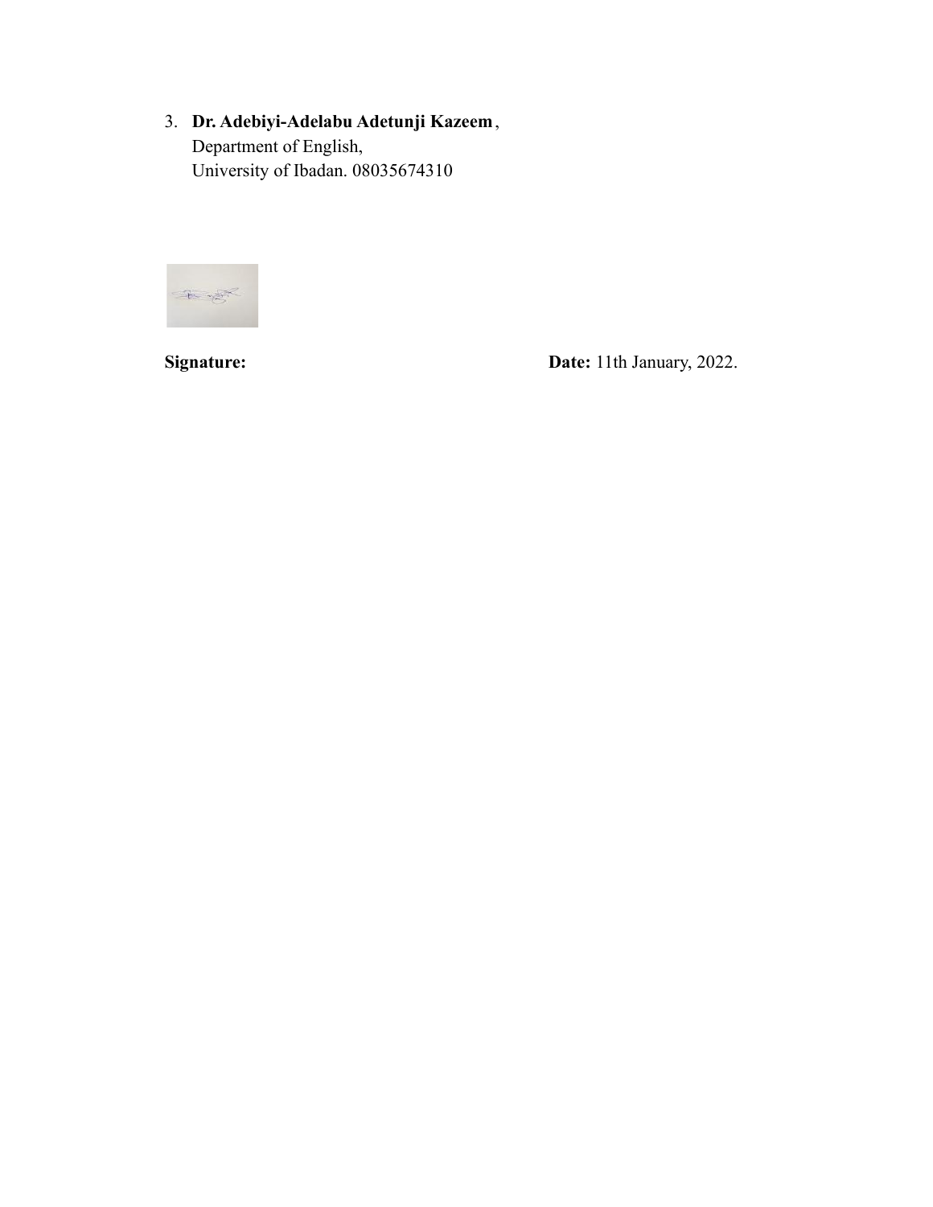3. **Dr. Adebiyi-Adelabu Adetunji Kazeem**,
   Department of English,
   University of Ibadan. 08035674310

**Signature:** **Date:** 11th January, 2022.